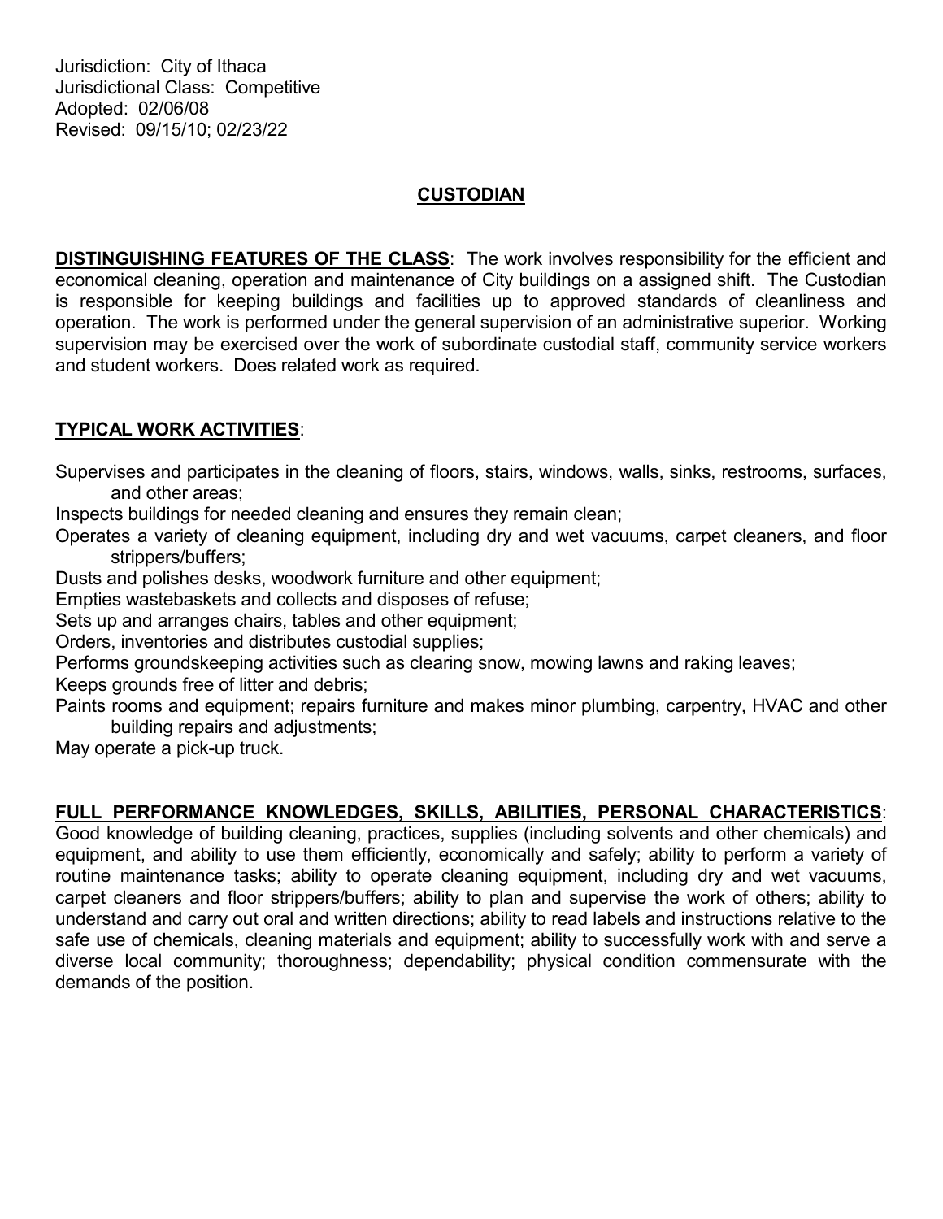Jurisdiction: City of Ithaca
Jurisdictional Class: Competitive
Adopted: 02/06/08
Revised: 09/15/10; 02/23/22

# CUSTODIAN

**DISTINGUISHING FEATURES OF THE CLASS**: The work involves responsibility for the efficient and economical cleaning, operation and maintenance of City buildings on a assigned shift. The Custodian is responsible for keeping buildings and facilities up to approved standards of cleanliness and operation. The work is performed under the general supervision of an administrative superior. Working supervision may be exercised over the work of subordinate custodial staff, community service workers and student workers. Does related work as required.

**TYPICAL WORK ACTIVITIES**:

Supervises and participates in the cleaning of floors, stairs, windows, walls, sinks, restrooms, surfaces, and other areas;
Inspects buildings for needed cleaning and ensures they remain clean;
Operates a variety of cleaning equipment, including dry and wet vacuums, carpet cleaners, and floor strippers/buffers;
Dusts and polishes desks, woodwork furniture and other equipment;
Empties wastebaskets and collects and disposes of refuse;
Sets up and arranges chairs, tables and other equipment;
Orders, inventories and distributes custodial supplies;
Performs groundskeeping activities such as clearing snow, mowing lawns and raking leaves;
Keeps grounds free of litter and debris;
Paints rooms and equipment; repairs furniture and makes minor plumbing, carpentry, HVAC and other building repairs and adjustments;
May operate a pick-up truck.

**FULL PERFORMANCE KNOWLEDGES, SKILLS, ABILITIES, PERSONAL CHARACTERISTICS**: Good knowledge of building cleaning, practices, supplies (including solvents and other chemicals) and equipment, and ability to use them efficiently, economically and safely; ability to perform a variety of routine maintenance tasks; ability to operate cleaning equipment, including dry and wet vacuums, carpet cleaners and floor strippers/buffers; ability to plan and supervise the work of others; ability to understand and carry out oral and written directions; ability to read labels and instructions relative to the safe use of chemicals, cleaning materials and equipment; ability to successfully work with and serve a diverse local community; thoroughness; dependability; physical condition commensurate with the demands of the position.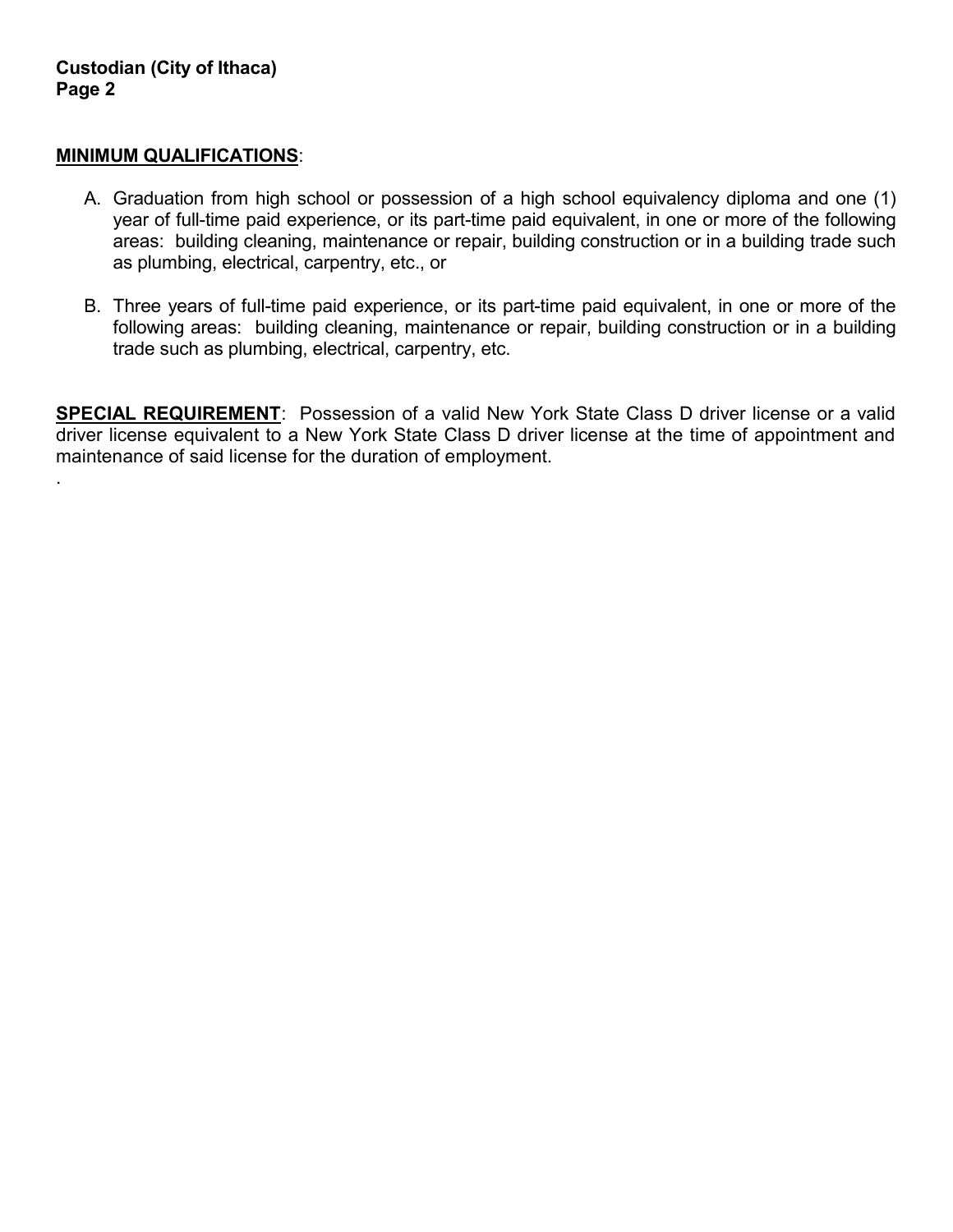**MINIMUM QUALIFICATIONS**:

A. Graduation from high school or possession of a high school equivalency diploma and one (1) year of full-time paid experience, or its part-time paid equivalent, in one or more of the following areas: building cleaning, maintenance or repair, building construction or in a building trade such as plumbing, electrical, carpentry, etc., or

B. Three years of full-time paid experience, or its part-time paid equivalent, in one or more of the following areas: building cleaning, maintenance or repair, building construction or in a building trade such as plumbing, electrical, carpentry, etc.

**SPECIAL REQUIREMENT**: Possession of a valid New York State Class D driver license or a valid driver license equivalent to a New York State Class D driver license at the time of appointment and maintenance of said license for the duration of employment.

.